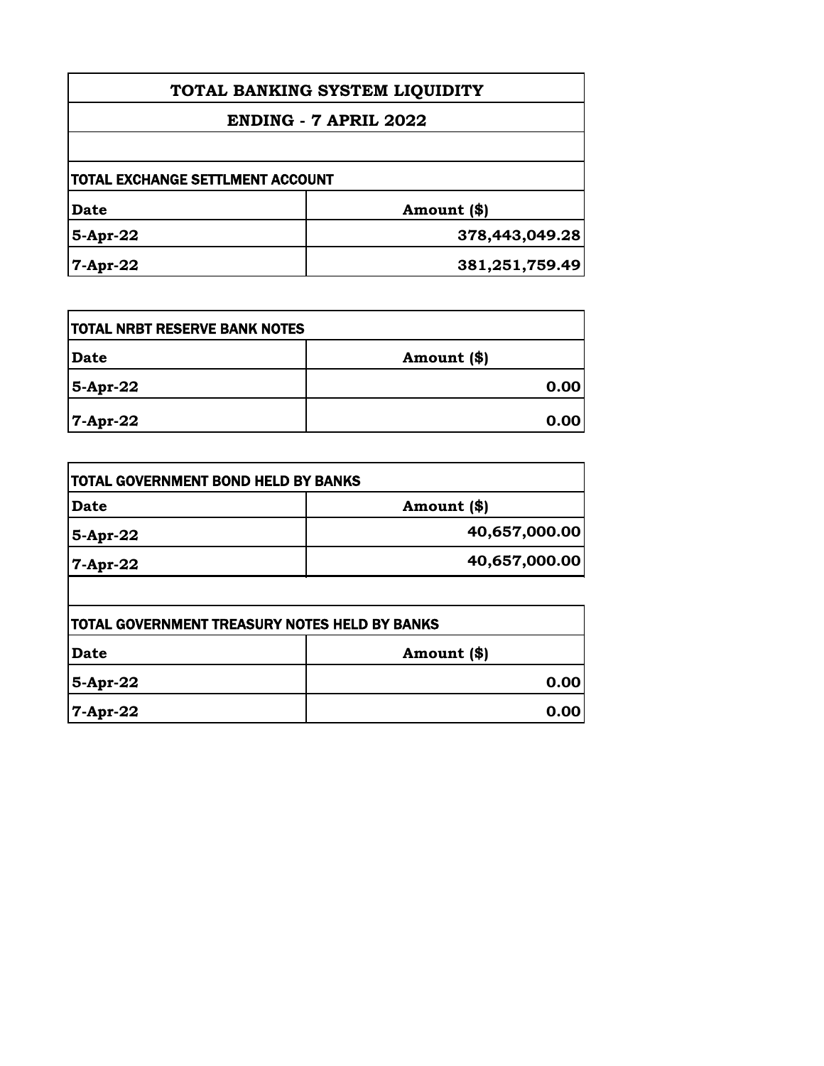# TOTAL BANKING SYSTEM LIQUIDITY

## ENDING - 7 APRIL 2022

| TOTAL EXCHANGE SETTLMENT ACCOUNT | |
|---|---|
| **Date** | **Amount ($)** |
| **5-Apr-22** | **378,443,049.28** |
| **7-Apr-22** | **381,251,759.49** |

| TOTAL NRBT RESERVE BANK NOTES | |
|---|---|
| **Date** | **Amount ($)** |
| **5-Apr-22** | **0.00** |
| **7-Apr-22** | **0.00** |

| TOTAL GOVERNMENT BOND HELD BY BANKS | |
|---|---|
| **Date** | **Amount ($)** |
| **5-Apr-22** | **40,657,000.00** |
| **7-Apr-22** | **40,657,000.00** |

| TOTAL GOVERNMENT TREASURY NOTES HELD BY BANKS | |
|---|---|
| **Date** | **Amount ($)** |
| **5-Apr-22** | **0.00** |
| **7-Apr-22** | **0.00** |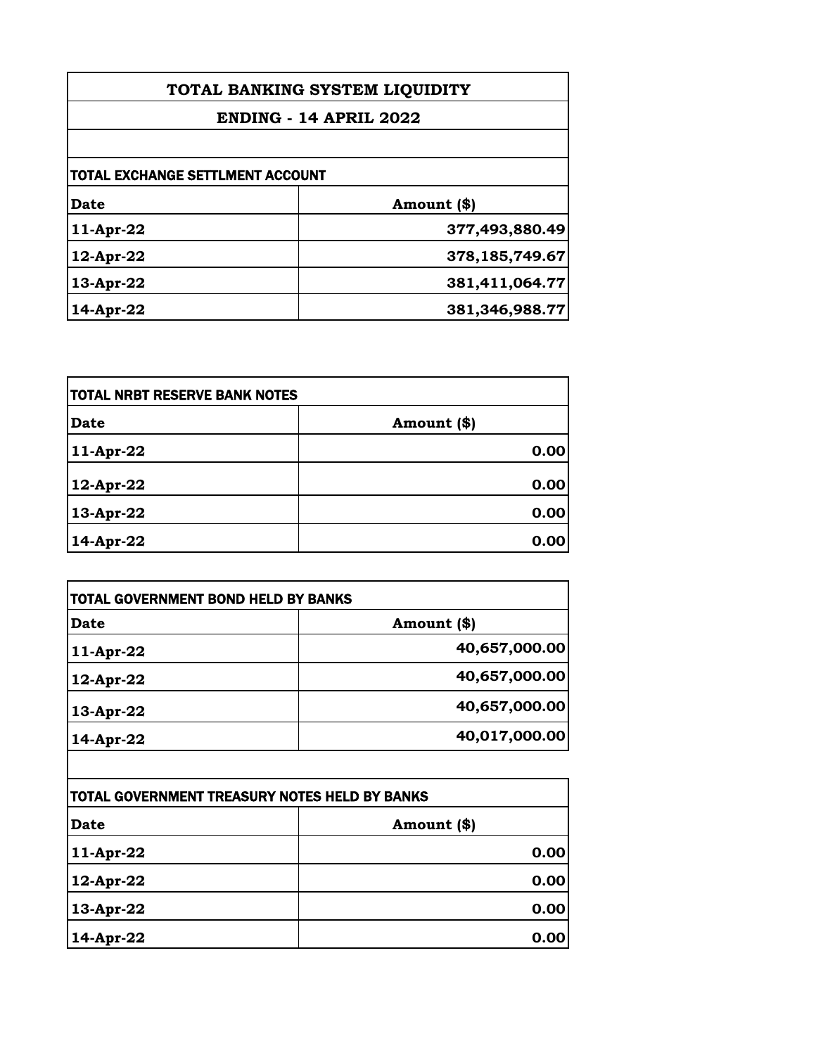# TOTAL BANKING SYSTEM LIQUIDITY

## ENDING - 14 APRIL 2022

### TOTAL EXCHANGE SETTLEMENT ACCOUNT

| Date | Amount ($) |
|---|---:|
| 11-Apr-22 | 377,493,880.49 |
| 12-Apr-22 | 378,185,749.67 |
| 13-Apr-22 | 381,411,064.77 |
| 14-Apr-22 | 381,346,988.77 |

### TOTAL NRBT RESERVE BANK NOTES

| Date | Amount ($) |
|---|---:|
| 11-Apr-22 | 0.00 |
| 12-Apr-22 | 0.00 |
| 13-Apr-22 | 0.00 |
| 14-Apr-22 | 0.00 |

### TOTAL GOVERNMENT BOND HELD BY BANKS

| Date | Amount ($) |
|---|---:|
| 11-Apr-22 | 40,657,000.00 |
| 12-Apr-22 | 40,657,000.00 |
| 13-Apr-22 | 40,657,000.00 |
| 14-Apr-22 | 40,017,000.00 |

### TOTAL GOVERNMENT TREASURY NOTES HELD BY BANKS

| Date | Amount ($) |
|---|---:|
| 11-Apr-22 | 0.00 |
| 12-Apr-22 | 0.00 |
| 13-Apr-22 | 0.00 |
| 14-Apr-22 | 0.00 |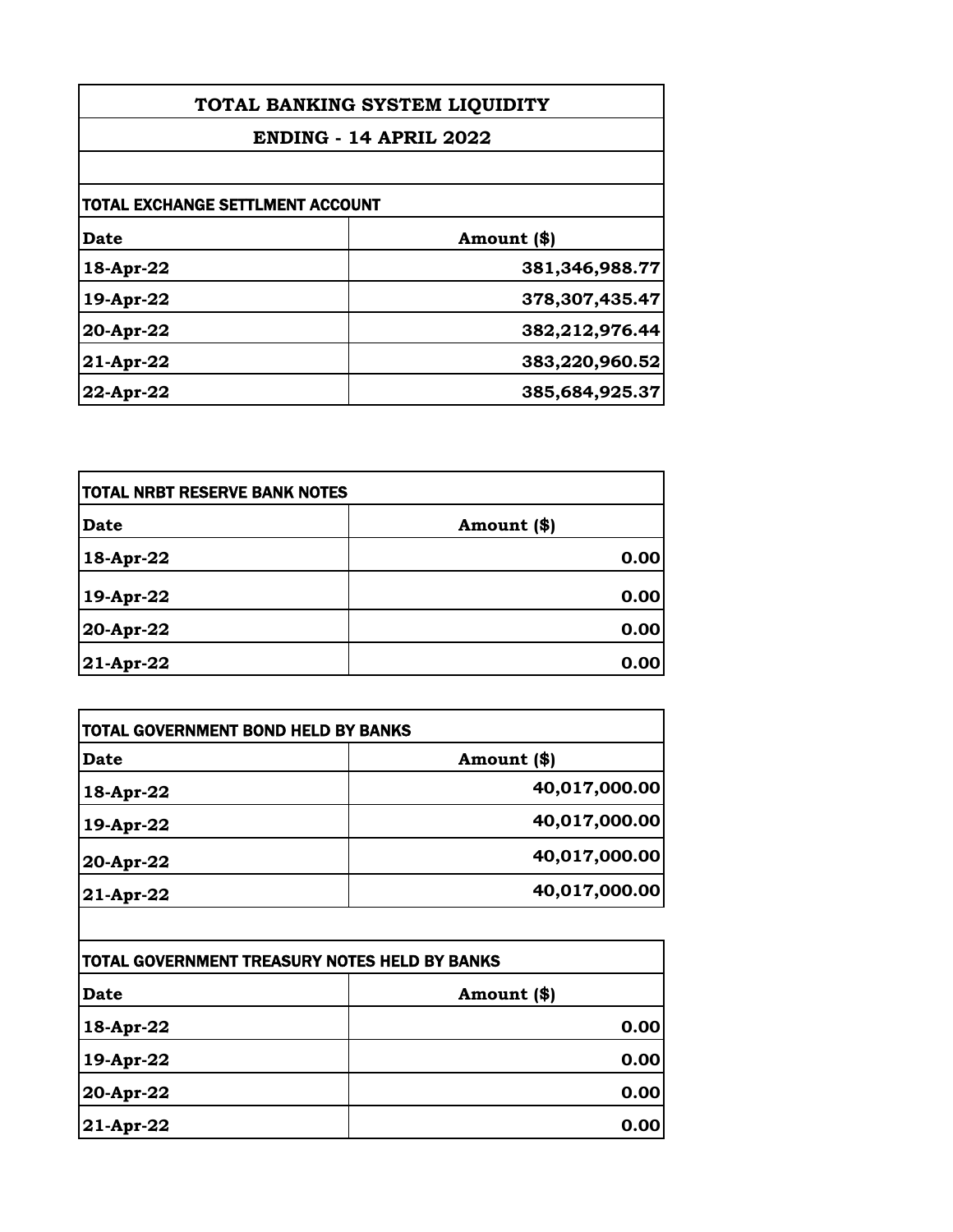# TOTAL BANKING SYSTEM LIQUIDITY

## ENDING - 14 APRIL 2022

### TOTAL EXCHANGE SETTLMENT ACCOUNT

| Date | Amount ($) |
|---|---|
| 18-Apr-22 | 381,346,988.77 |
| 19-Apr-22 | 378,307,435.47 |
| 20-Apr-22 | 382,212,976.44 |
| 21-Apr-22 | 383,220,960.52 |
| 22-Apr-22 | 385,684,925.37 |

### TOTAL NRBT RESERVE BANK NOTES

| Date | Amount ($) |
|---|---|
| 18-Apr-22 | 0.00 |
| 19-Apr-22 | 0.00 |
| 20-Apr-22 | 0.00 |
| 21-Apr-22 | 0.00 |

### TOTAL GOVERNMENT BOND HELD BY BANKS

| Date | Amount ($) |
|---|---|
| 18-Apr-22 | 40,017,000.00 |
| 19-Apr-22 | 40,017,000.00 |
| 20-Apr-22 | 40,017,000.00 |
| 21-Apr-22 | 40,017,000.00 |

### TOTAL GOVERNMENT TREASURY NOTES HELD BY BANKS

| Date | Amount ($) |
|---|---|
| 18-Apr-22 | 0.00 |
| 19-Apr-22 | 0.00 |
| 20-Apr-22 | 0.00 |
| 21-Apr-22 | 0.00 |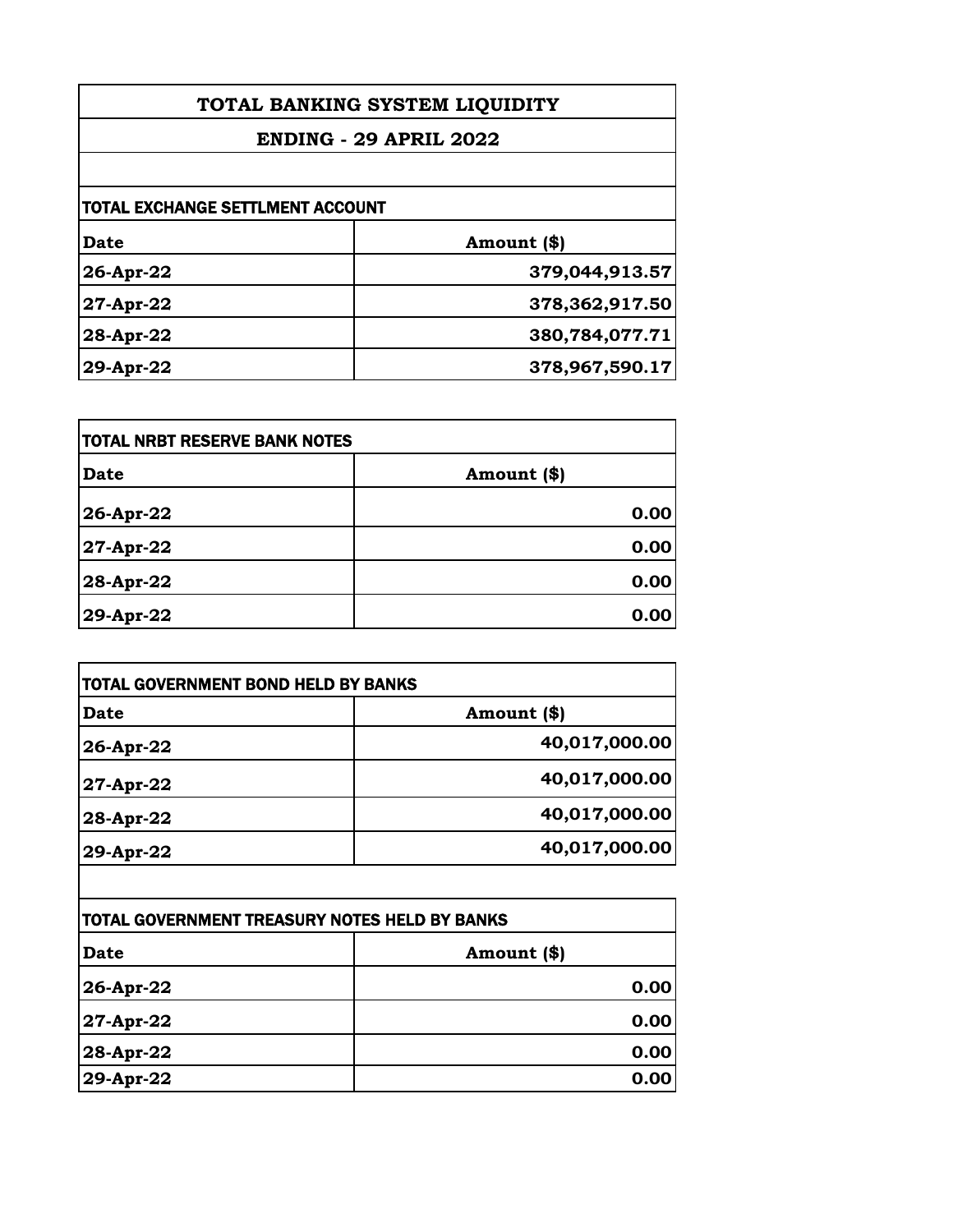# TOTAL BANKING SYSTEM LIQUIDITY

## ENDING - 29 APRIL 2022

### TOTAL EXCHANGE SETTLMENT ACCOUNT

| Date | Amount ($) |
|---|---|
| 26-Apr-22 | 379,044,913.57 |
| 27-Apr-22 | 378,362,917.50 |
| 28-Apr-22 | 380,784,077.71 |
| 29-Apr-22 | 378,967,590.17 |

### TOTAL NRBT RESERVE BANK NOTES

| Date | Amount ($) |
|---|---|
| 26-Apr-22 | 0.00 |
| 27-Apr-22 | 0.00 |
| 28-Apr-22 | 0.00 |
| 29-Apr-22 | 0.00 |

### TOTAL GOVERNMENT BOND HELD BY BANKS

| Date | Amount ($) |
|---|---|
| 26-Apr-22 | 40,017,000.00 |
| 27-Apr-22 | 40,017,000.00 |
| 28-Apr-22 | 40,017,000.00 |
| 29-Apr-22 | 40,017,000.00 |

### TOTAL GOVERNMENT TREASURY NOTES HELD BY BANKS

| Date | Amount ($) |
|---|---|
| 26-Apr-22 | 0.00 |
| 27-Apr-22 | 0.00 |
| 28-Apr-22 | 0.00 |
| 29-Apr-22 | 0.00 |